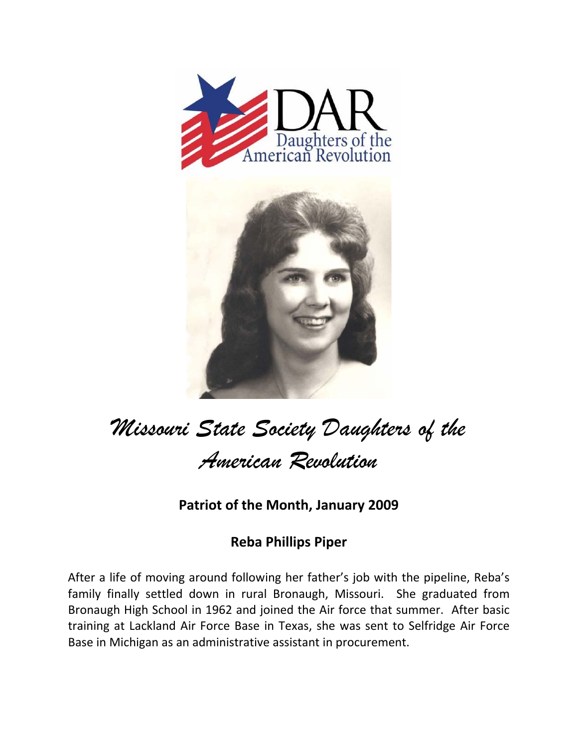DAR
Daughters of the American Revolution

# *Missouri State Society Daughters of the American Revolution*

**Patriot of the Month, January 2009**

**Reba Phillips Piper**

After a life of moving around following her father's job with the pipeline, Reba's family finally settled down in rural Bronaugh, Missouri. She graduated from Bronaugh High School in 1962 and joined the Air force that summer. After basic training at Lackland Air Force Base in Texas, she was sent to Selfridge Air Force Base in Michigan as an administrative assistant in procurement.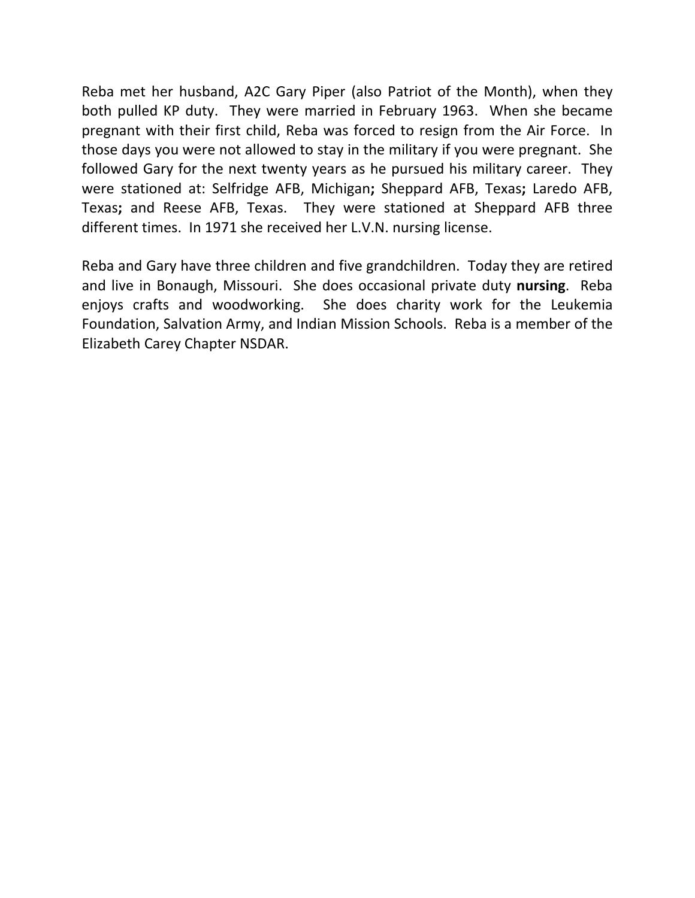Reba met her husband, A2C Gary Piper (also Patriot of the Month), when they both pulled KP duty. They were married in February 1963. When she became pregnant with their first child, Reba was forced to resign from the Air Force. In those days you were not allowed to stay in the military if you were pregnant. She followed Gary for the next twenty years as he pursued his military career. They were stationed at: Selfridge AFB, Michigan**;** Sheppard AFB, Texas**;** Laredo AFB, Texas**;** and Reese AFB, Texas. They were stationed at Sheppard AFB three different times. In 1971 she received her L.V.N. nursing license.

Reba and Gary have three children and five grandchildren. Today they are retired and live in Bonaugh, Missouri. She does occasional private duty **nursing**. Reba enjoys crafts and woodworking. She does charity work for the Leukemia Foundation, Salvation Army, and Indian Mission Schools. Reba is a member of the Elizabeth Carey Chapter NSDAR.